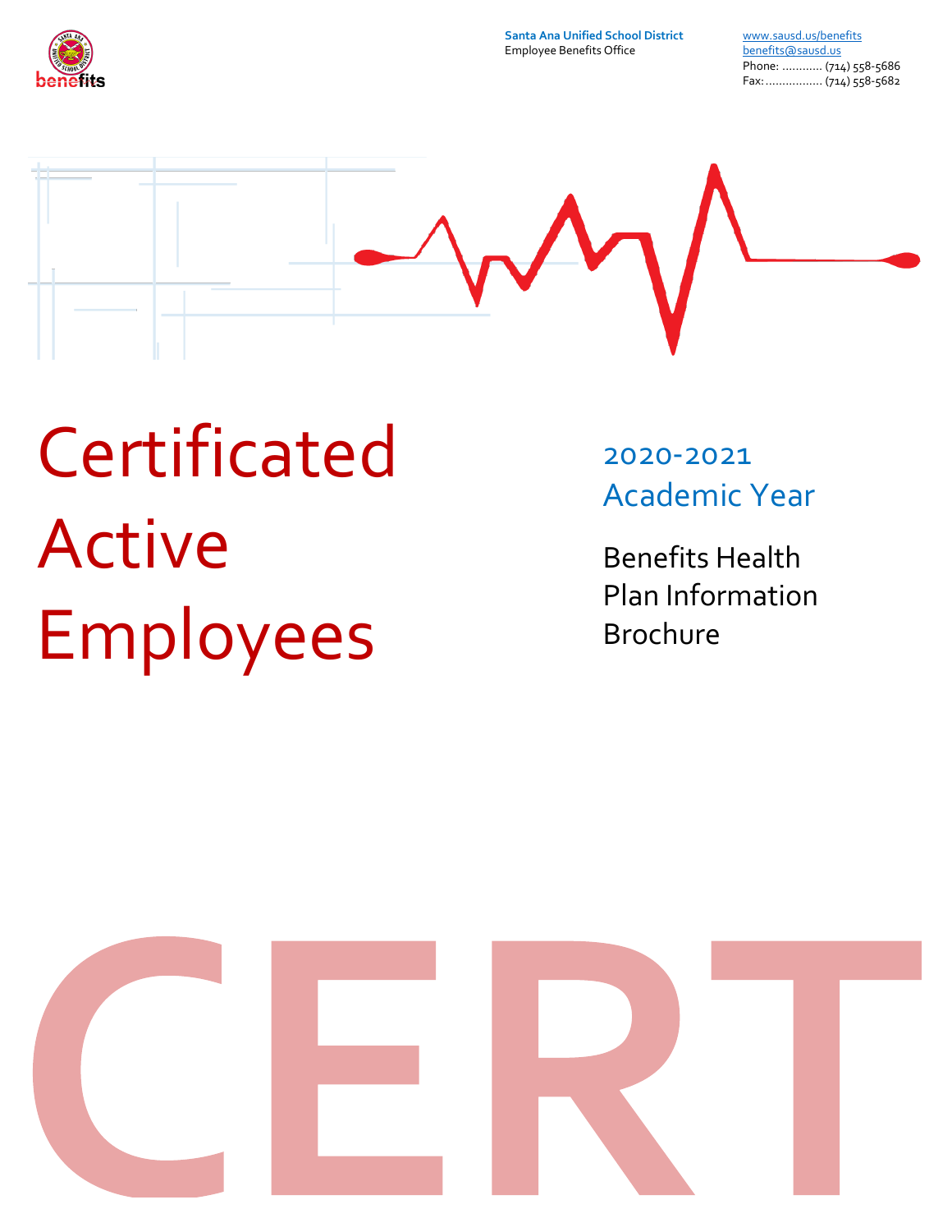Santa Ana Unified School District
Employee Benefits Office

www.sausd.us/benefits
benefits@sausd.us
Phone: ............ (714) 558-5686
Fax: ................. (714) 558-5682

# Certificated Active Employees

## 2020-2021 Academic Year

Benefits Health Plan Information Brochure

CERT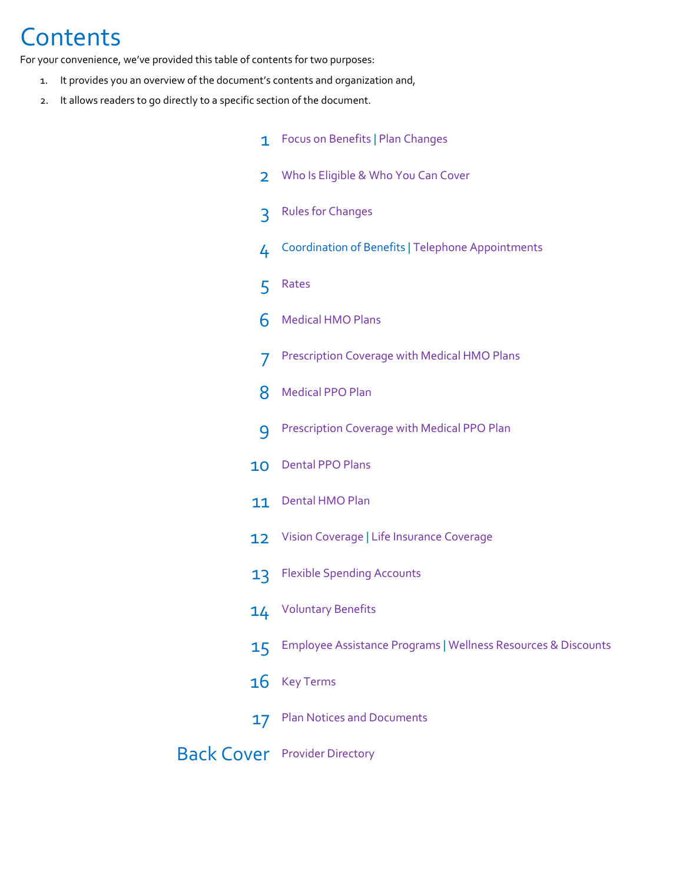# Contents

For your convenience, we've provided this table of contents for two purposes:

1. It provides you an overview of the document's contents and organization and,
2. It allows readers to go directly to a specific section of the document.

| | |
|---|---|
| 1 | Focus on Benefits \| Plan Changes |
| 2 | Who Is Eligible & Who You Can Cover |
| 3 | Rules for Changes |
| 4 | Coordination of Benefits \| Telephone Appointments |
| 5 | Rates |
| 6 | Medical HMO Plans |
| 7 | Prescription Coverage with Medical HMO Plans |
| 8 | Medical PPO Plan |
| 9 | Prescription Coverage with Medical PPO Plan |
| 10 | Dental PPO Plans |
| 11 | Dental HMO Plan |
| 12 | Vision Coverage \| Life Insurance Coverage |
| 13 | Flexible Spending Accounts |
| 14 | Voluntary Benefits |
| 15 | Employee Assistance Programs \| Wellness Resources & Discounts |
| 16 | Key Terms |
| 17 | Plan Notices and Documents |
| Back Cover | Provider Directory |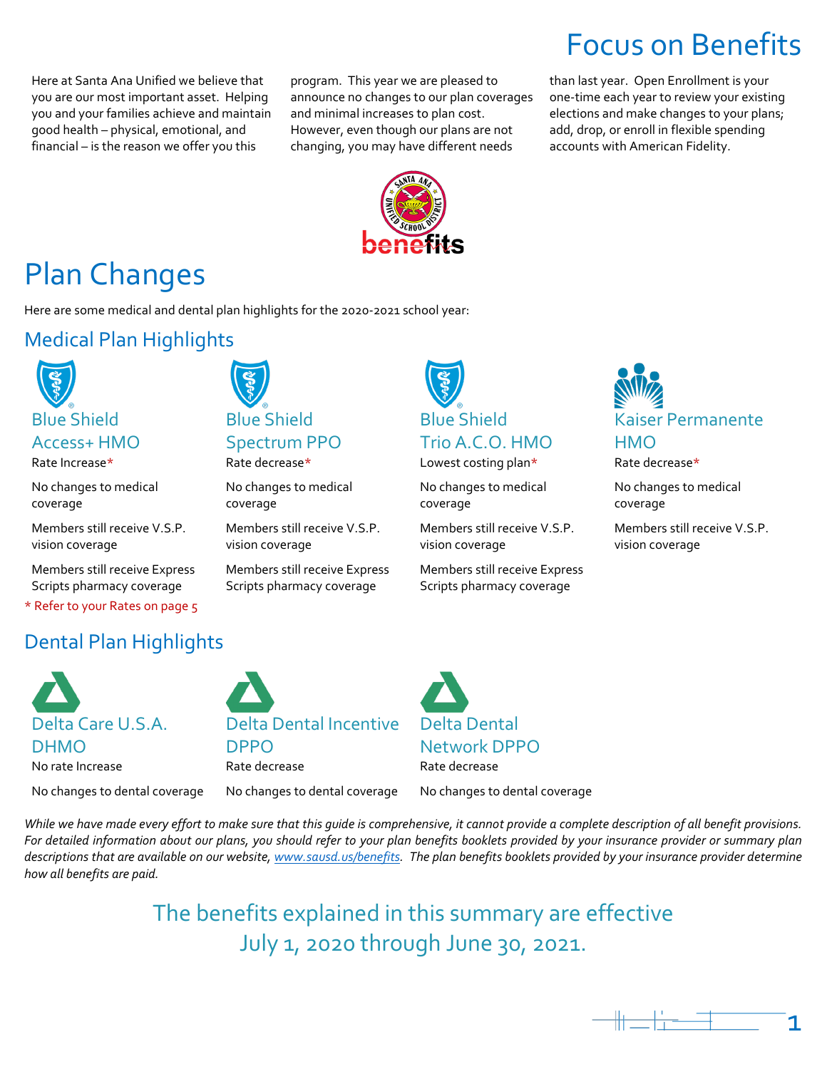# Focus on Benefits

Here at Santa Ana Unified we believe that you are our most important asset. Helping you and your families achieve and maintain good health – physical, emotional, and financial – is the reason we offer you this program. This year we are pleased to announce no changes to our plan coverages and minimal increases to plan cost. However, even though our plans are not changing, you may have different needs than last year. Open Enrollment is your one-time each year to review your existing elections and make changes to your plans; add, drop, or enroll in flexible spending accounts with American Fidelity.

# Plan Changes

Here are some medical and dental plan highlights for the 2020-2021 school year:

## Medical Plan Highlights

### Blue Shield Access+ HMO

Rate Increase*

No changes to medical coverage

Members still receive V.S.P. vision coverage

Members still receive Express Scripts pharmacy coverage

### Blue Shield Spectrum PPO

Rate decrease*

No changes to medical coverage

Members still receive V.S.P. vision coverage

Members still receive Express Scripts pharmacy coverage

### Blue Shield Trio A.C.O. HMO

Lowest costing plan*

No changes to medical coverage

Members still receive V.S.P. vision coverage

Members still receive Express Scripts pharmacy coverage

### Kaiser Permanente HMO

Rate decrease*

No changes to medical coverage

Members still receive V.S.P. vision coverage

* Refer to your Rates on page 5

## Dental Plan Highlights

### Delta Care U.S.A. DHMO

No rate Increase

No changes to dental coverage

### Delta Dental Incentive DPPO

Rate decrease

No changes to dental coverage

### Delta Dental Network DPPO

Rate decrease

No changes to dental coverage

*While we have made every effort to make sure that this guide is comprehensive, it cannot provide a complete description of all benefit provisions. For detailed information about our plans, you should refer to your plan benefits booklets provided by your insurance provider or summary plan descriptions that are available on our website, www.sausd.us/benefits. The plan benefits booklets provided by your insurance provider determine how all benefits are paid.*

The benefits explained in this summary are effective July 1, 2020 through June 30, 2021.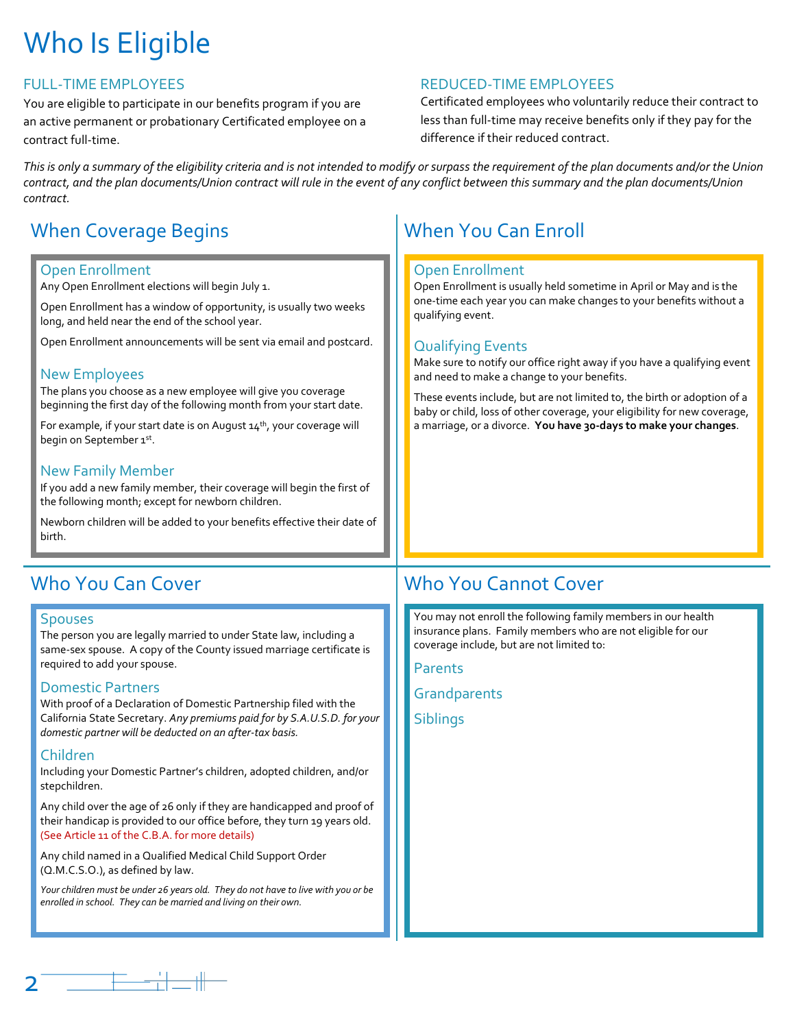# Who Is Eligible

## FULL-TIME EMPLOYEES

You are eligible to participate in our benefits program if you are an active permanent or probationary Certificated employee on a contract full-time.

## REDUCED-TIME EMPLOYEES

Certificated employees who voluntarily reduce their contract to less than full-time may receive benefits only if they pay for the difference if their reduced contract.

*This is only a summary of the eligibility criteria and is not intended to modify or surpass the requirement of the plan documents and/or the Union contract, and the plan documents/Union contract will rule in the event of any conflict between this summary and the plan documents/Union contract.*

## When Coverage Begins

### Open Enrollment

Any Open Enrollment elections will begin July 1.

Open Enrollment has a window of opportunity, is usually two weeks long, and held near the end of the school year.

Open Enrollment announcements will be sent via email and postcard.

### New Employees

The plans you choose as a new employee will give you coverage beginning the first day of the following month from your start date.

For example, if your start date is on August 14th, your coverage will begin on September 1st.

### New Family Member

If you add a new family member, their coverage will begin the first of the following month; except for newborn children.

Newborn children will be added to your benefits effective their date of birth.

## When You Can Enroll

### Open Enrollment

Open Enrollment is usually held sometime in April or May and is the one-time each year you can make changes to your benefits without a qualifying event.

### Qualifying Events

Make sure to notify our office right away if you have a qualifying event and need to make a change to your benefits.

These events include, but are not limited to, the birth or adoption of a baby or child, loss of other coverage, your eligibility for new coverage, a marriage, or a divorce. **You have 30-days to make your changes**.

## Who You Can Cover

### Spouses

The person you are legally married to under State law, including a same-sex spouse. A copy of the County issued marriage certificate is required to add your spouse.

### Domestic Partners

With proof of a Declaration of Domestic Partnership filed with the California State Secretary. *Any premiums paid for by S.A.U.S.D. for your domestic partner will be deducted on an after-tax basis.*

### Children

Including your Domestic Partner's children, adopted children, and/or stepchildren.

Any child over the age of 26 only if they are handicapped and proof of their handicap is provided to our office before, they turn 19 years old. (See Article 11 of the C.B.A. for more details)

Any child named in a Qualified Medical Child Support Order (Q.M.C.S.O.), as defined by law.

*Your children must be under 26 years old. They do not have to live with you or be enrolled in school. They can be married and living on their own.*

## Who You Cannot Cover

You may not enroll the following family members in our health insurance plans. Family members who are not eligible for our coverage include, but are not limited to:

- Parents
- Grandparents
- Siblings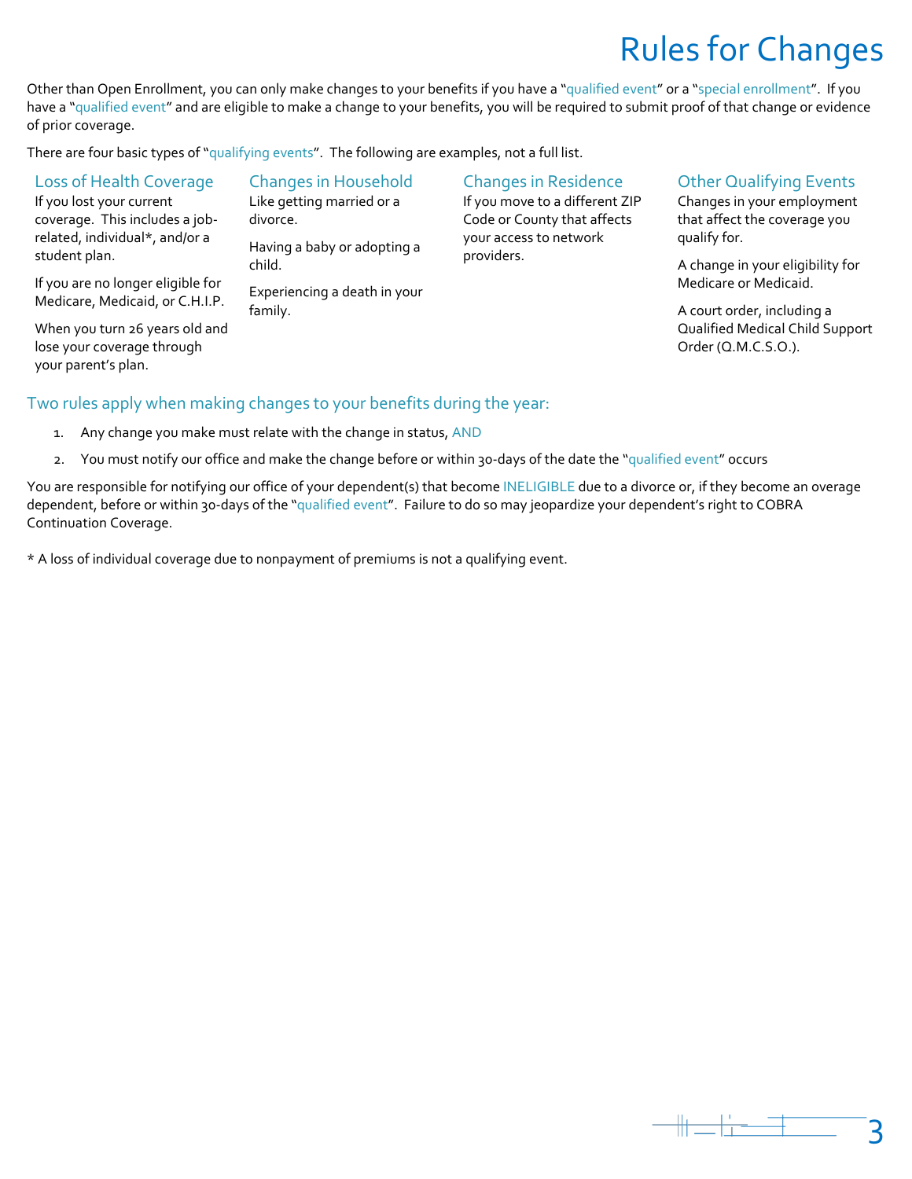# Rules for Changes

Other than Open Enrollment, you can only make changes to your benefits if you have a "qualified event" or a "special enrollment". If you have a "qualified event" and are eligible to make a change to your benefits, you will be required to submit proof of that change or evidence of prior coverage.

There are four basic types of "qualifying events". The following are examples, not a full list.

### Loss of Health Coverage

If you lost your current coverage. This includes a job-related, individual*, and/or a student plan.

If you are no longer eligible for Medicare, Medicaid, or C.H.I.P.

When you turn 26 years old and lose your coverage through your parent's plan.

### Changes in Household

Like getting married or a divorce.

Having a baby or adopting a child.

Experiencing a death in your family.

### Changes in Residence

If you move to a different ZIP Code or County that affects your access to network providers.

### Other Qualifying Events

Changes in your employment that affect the coverage you qualify for.

A change in your eligibility for Medicare or Medicaid.

A court order, including a Qualified Medical Child Support Order (Q.M.C.S.O.).

## Two rules apply when making changes to your benefits during the year:

1. Any change you make must relate with the change in status, AND
2. You must notify our office and make the change before or within 30-days of the date the "qualified event" occurs

You are responsible for notifying our office of your dependent(s) that become INELIGIBLE due to a divorce or, if they become an overage dependent, before or within 30-days of the "qualified event". Failure to do so may jeopardize your dependent's right to COBRA Continuation Coverage.

* A loss of individual coverage due to nonpayment of premiums is not a qualifying event.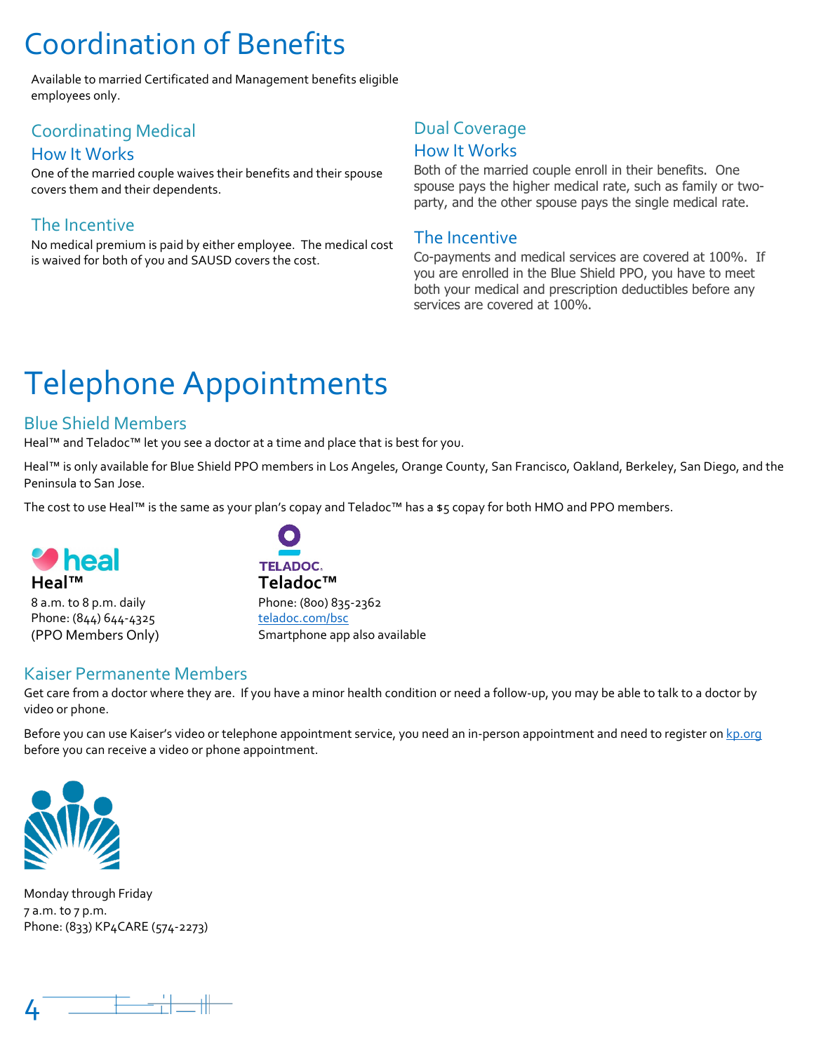# Coordination of Benefits

Available to married Certificated and Management benefits eligible employees only.

## Coordinating Medical

### How It Works

One of the married couple waives their benefits and their spouse covers them and their dependents.

### The Incentive

No medical premium is paid by either employee. The medical cost is waived for both of you and SAUSD covers the cost.

## Dual Coverage

### How It Works

Both of the married couple enroll in their benefits. One spouse pays the higher medical rate, such as family or two-party, and the other spouse pays the single medical rate.

### The Incentive

Co-payments and medical services are covered at 100%. If you are enrolled in the Blue Shield PPO, you have to meet both your medical and prescription deductibles before any services are covered at 100%.

# Telephone Appointments

## Blue Shield Members

Heal™ and Teladoc™ let you see a doctor at a time and place that is best for you.

Heal™ is only available for Blue Shield PPO members in Los Angeles, Orange County, San Francisco, Oakland, Berkeley, San Diego, and the Peninsula to San Jose.

The cost to use Heal™ is the same as your plan's copay and Teladoc™ has a $5 copay for both HMO and PPO members.

**Heal™**
8 a.m. to 8 p.m. daily
Phone: (844) 644-4325
(PPO Members Only)

**Teladoc™**
Phone: (800) 835-2362
teladoc.com/bsc
Smartphone app also available

## Kaiser Permanente Members

Get care from a doctor where they are. If you have a minor health condition or need a follow-up, you may be able to talk to a doctor by video or phone.

Before you can use Kaiser's video or telephone appointment service, you need an in-person appointment and need to register on kp.org before you can receive a video or phone appointment.

Monday through Friday
7 a.m. to 7 p.m.
Phone: (833) KP4CARE (574-2273)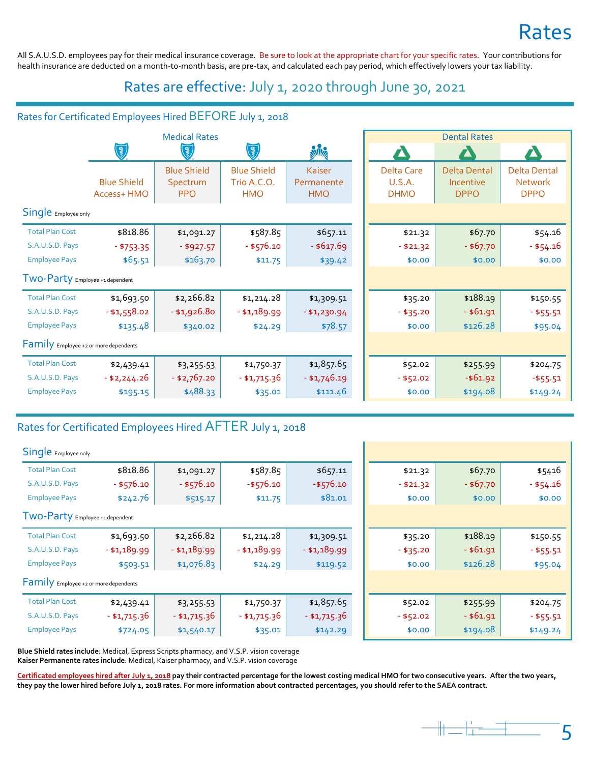# Rates

All S.A.U.S.D. employees pay for their medical insurance coverage. Be sure to look at the appropriate chart for your specific rates. Your contributions for health insurance are deducted on a month-to-month basis, are pre-tax, and calculated each pay period, which effectively lowers your tax liability.

## Rates are effective: July 1, 2020 through June 30, 2021

### Rates for Certificated Employees Hired BEFORE July 1, 2018

| | Medical Rates | | | | Dental Rates | | |
|---|---|---|---|---|---|---|---|
| | Blue Shield Access+ HMO | Blue Shield Spectrum PPO | Blue Shield Trio A.C.O. HMO | Kaiser Permanente HMO | Delta Care U.S.A. DHMO | Delta Dental Incentive DPPO | Delta Dental Network DPPO |
| **Single** Employee only | | | | | | | |
| Total Plan Cost | $818.86 | $1,091.27 | $587.85 | $657.11 | $21.32 | $67.70 | $54.16 |
| S.A.U.S.D. Pays | - $753.35 | - $927.57 | - $576.10 | - $617.69 | - $21.32 | - $67.70 | - $54.16 |
| Employee Pays | $65.51 | $163.70 | $11.75 | $39.42 | $0.00 | $0.00 | $0.00 |
| **Two-Party** Employee +1 dependent | | | | | | | |
| Total Plan Cost | $1,693.50 | $2,266.82 | $1,214.28 | $1,309.51 | $35.20 | $188.19 | $150.55 |
| S.A.U.S.D. Pays | - $1,558.02 | - $1,926.80 | - $1,189.99 | - $1,230.94 | - $35.20 | - $61.91 | - $55.51 |
| Employee Pays | $135.48 | $340.02 | $24.29 | $78.57 | $0.00 | $126.28 | $95.04 |
| **Family** Employee +2 or more dependents | | | | | | | |
| Total Plan Cost | $2,439.41 | $3,255.53 | $1,750.37 | $1,857.65 | $52.02 | $255.99 | $204.75 |
| S.A.U.S.D. Pays | - $2,244.26 | - $2,767.20 | - $1,715.36 | - $1,746.19 | - $52.02 | -$61.92 | -$55.51 |
| Employee Pays | $195.15 | $488.33 | $35.01 | $111.46 | $0.00 | $194.08 | $149.24 |

### Rates for Certificated Employees Hired AFTER July 1, 2018

| | Blue Shield Access+ HMO | Blue Shield Spectrum PPO | Blue Shield Trio A.C.O. HMO | Kaiser Permanente HMO | Delta Care U.S.A. DHMO | Delta Dental Incentive DPPO | Delta Dental Network DPPO |
|---|---|---|---|---|---|---|---|
| **Single** Employee only | | | | | | | |
| Total Plan Cost | $818.86 | $1,091.27 | $587.85 | $657.11 | $21.32 | $67.70 | $5416 |
| S.A.U.S.D. Pays | - $576.10 | - $576.10 | -$576.10 | -$576.10 | - $21.32 | - $67.70 | - $54.16 |
| Employee Pays | $242.76 | $515.17 | $11.75 | $81.01 | $0.00 | $0.00 | $0.00 |
| **Two-Party** Employee +1 dependent | | | | | | | |
| Total Plan Cost | $1,693.50 | $2,266.82 | $1,214.28 | $1,309.51 | $35.20 | $188.19 | $150.55 |
| S.A.U.S.D. Pays | - $1,189.99 | - $1,189.99 | - $1,189.99 | - $1,189.99 | - $35.20 | - $61.91 | - $55.51 |
| Employee Pays | $503.51 | $1,076.83 | $24.29 | $119.52 | $0.00 | $126.28 | $95.04 |
| **Family** Employee +2 or more dependents | | | | | | | |
| Total Plan Cost | $2,439.41 | $3,255.53 | $1,750.37 | $1,857.65 | $52.02 | $255.99 | $204.75 |
| S.A.U.S.D. Pays | - $1,715.36 | - $1,715.36 | - $1,715.36 | - $1,715.36 | - $52.02 | - $61.91 | - $55.51 |
| Employee Pays | $724.05 | $1,540.17 | $35.01 | $142.29 | $0.00 | $194.08 | $149.24 |

**Blue Shield rates include**: Medical, Express Scripts pharmacy, and V.S.P. vision coverage
**Kaiser Permanente rates include**: Medical, Kaiser pharmacy, and V.S.P. vision coverage

**Certificated employees hired after July 1, 2018 pay their contracted percentage for the lowest costing medical HMO for two consecutive years. After the two years, they pay the lower hired before July 1, 2018 rates. For more information about contracted percentages, you should refer to the SAEA contract.**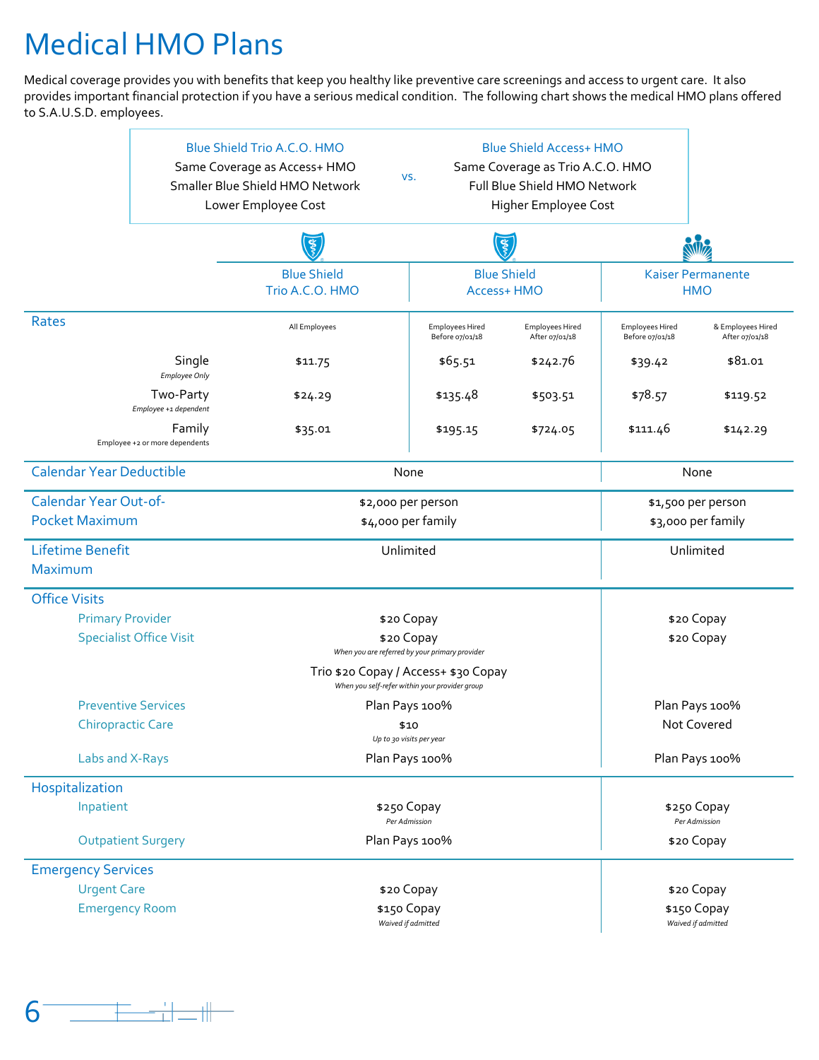# Medical HMO Plans

Medical coverage provides you with benefits that keep you healthy like preventive care screenings and access to urgent care. It also provides important financial protection if you have a serious medical condition. The following chart shows the medical HMO plans offered to S.A.U.S.D. employees.

| Blue Shield Trio A.C.O. HMO | vs. | Blue Shield Access+ HMO |
|---|---|---|
| Same Coverage as Access+ HMO | | Same Coverage as Trio A.C.O. HMO |
| Smaller Blue Shield HMO Network | | Full Blue Shield HMO Network |
| Lower Employee Cost | | Higher Employee Cost |

| | Blue Shield Trio A.C.O. HMO | Blue Shield Access+ HMO | | Kaiser Permanente HMO | |
|---|---|---|---|---|---|
| **Rates** | All Employees | Employees Hired Before 07/01/18 | Employees Hired After 07/01/18 | Employees Hired Before 07/01/18 | & Employees Hired After 07/01/18 |
| Single *(Employee Only)* | $11.75 | $65.51 | $242.76 | $39.42 | $81.01 |
| Two-Party *(Employee +1 dependent)* | $24.29 | $135.48 | $503.51 | $78.57 | $119.52 |
| Family *(Employee +2 or more dependents)* | $35.01 | $195.15 | $724.05 | $111.46 | $142.29 |

| | Blue Shield Trio A.C.O. HMO / Blue Shield Access+ HMO | Kaiser Permanente HMO |
|---|---|---|
| **Calendar Year Deductible** | None | None |
| **Calendar Year Out-of-Pocket Maximum** | $2,000 per person<br>$4,000 per family | $1,500 per person<br>$3,000 per family |
| **Lifetime Benefit Maximum** | Unlimited | Unlimited |
| **Office Visits** | | |
| Primary Provider | $20 Copay | $20 Copay |
| Specialist Office Visit | $20 Copay *When you are referred by your primary provider*<br>Trio $20 Copay / Access+ $30 Copay *When you self-refer within your provider group* | $20 Copay |
| Preventive Services | Plan Pays 100% | Plan Pays 100% |
| Chiropractic Care | $10 *Up to 30 visits per year* | Not Covered |
| Labs and X-Rays | Plan Pays 100% | Plan Pays 100% |
| **Hospitalization** | | |
| Inpatient | $250 Copay *Per Admission* | $250 Copay *Per Admission* |
| Outpatient Surgery | Plan Pays 100% | $20 Copay |
| **Emergency Services** | | |
| Urgent Care | $20 Copay | $20 Copay |
| Emergency Room | $150 Copay *Waived if admitted* | $150 Copay *Waived if admitted* |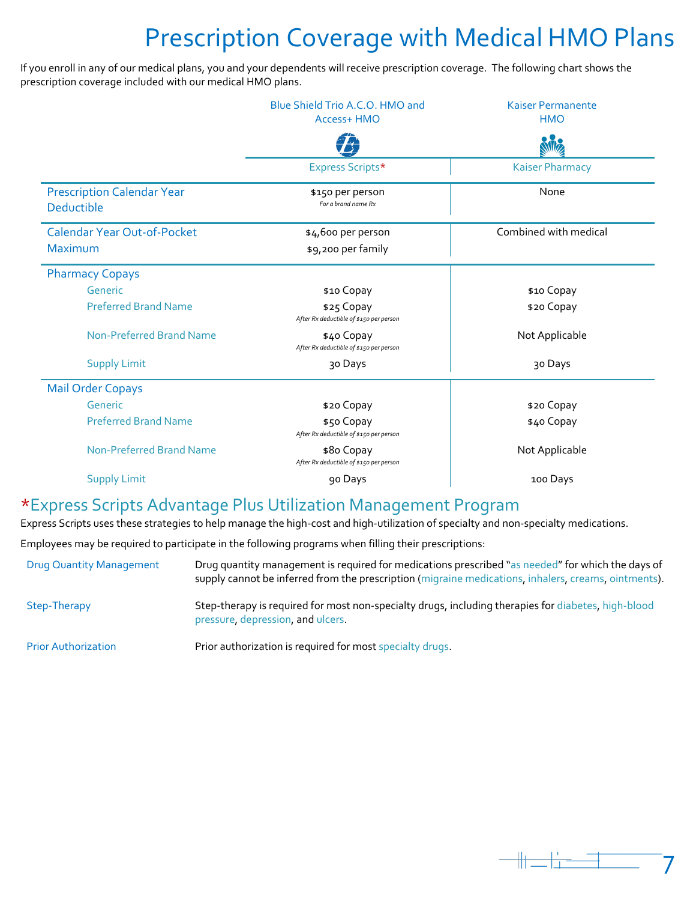# Prescription Coverage with Medical HMO Plans

If you enroll in any of our medical plans, you and your dependents will receive prescription coverage. The following chart shows the prescription coverage included with our medical HMO plans.

| | Blue Shield Trio A.C.O. HMO and Access+ HMO<br>Express Scripts* | Kaiser Permanente HMO<br>Kaiser Pharmacy |
|---|---|---|
| **Prescription Calendar Year Deductible** | $150 per person<br>*For a brand name Rx* | None |
| **Calendar Year Out-of-Pocket Maximum** | $4,600 per person<br>$9,200 per family | Combined with medical |
| **Pharmacy Copays** | | |
| Generic | $10 Copay | $10 Copay |
| Preferred Brand Name | $25 Copay<br>*After Rx deductible of $150 per person* | $20 Copay |
| Non-Preferred Brand Name | $40 Copay<br>*After Rx deductible of $150 per person* | Not Applicable |
| Supply Limit | 30 Days | 30 Days |
| **Mail Order Copays** | | |
| Generic | $20 Copay | $20 Copay |
| Preferred Brand Name | $50 Copay<br>*After Rx deductible of $150 per person* | $40 Copay |
| Non-Preferred Brand Name | $80 Copay<br>*After Rx deductible of $150 per person* | Not Applicable |
| Supply Limit | 90 Days | 100 Days |

## *Express Scripts Advantage Plus Utilization Management Program

Express Scripts uses these strategies to help manage the high-cost and high-utilization of specialty and non-specialty medications.

Employees may be required to participate in the following programs when filling their prescriptions:

| | |
|---|---|
| Drug Quantity Management | Drug quantity management is required for medications prescribed "as needed" for which the days of supply cannot be inferred from the prescription (migraine medications, inhalers, creams, ointments). |
| Step-Therapy | Step-therapy is required for most non-specialty drugs, including therapies for diabetes, high-blood pressure, depression, and ulcers. |
| Prior Authorization | Prior authorization is required for most specialty drugs. |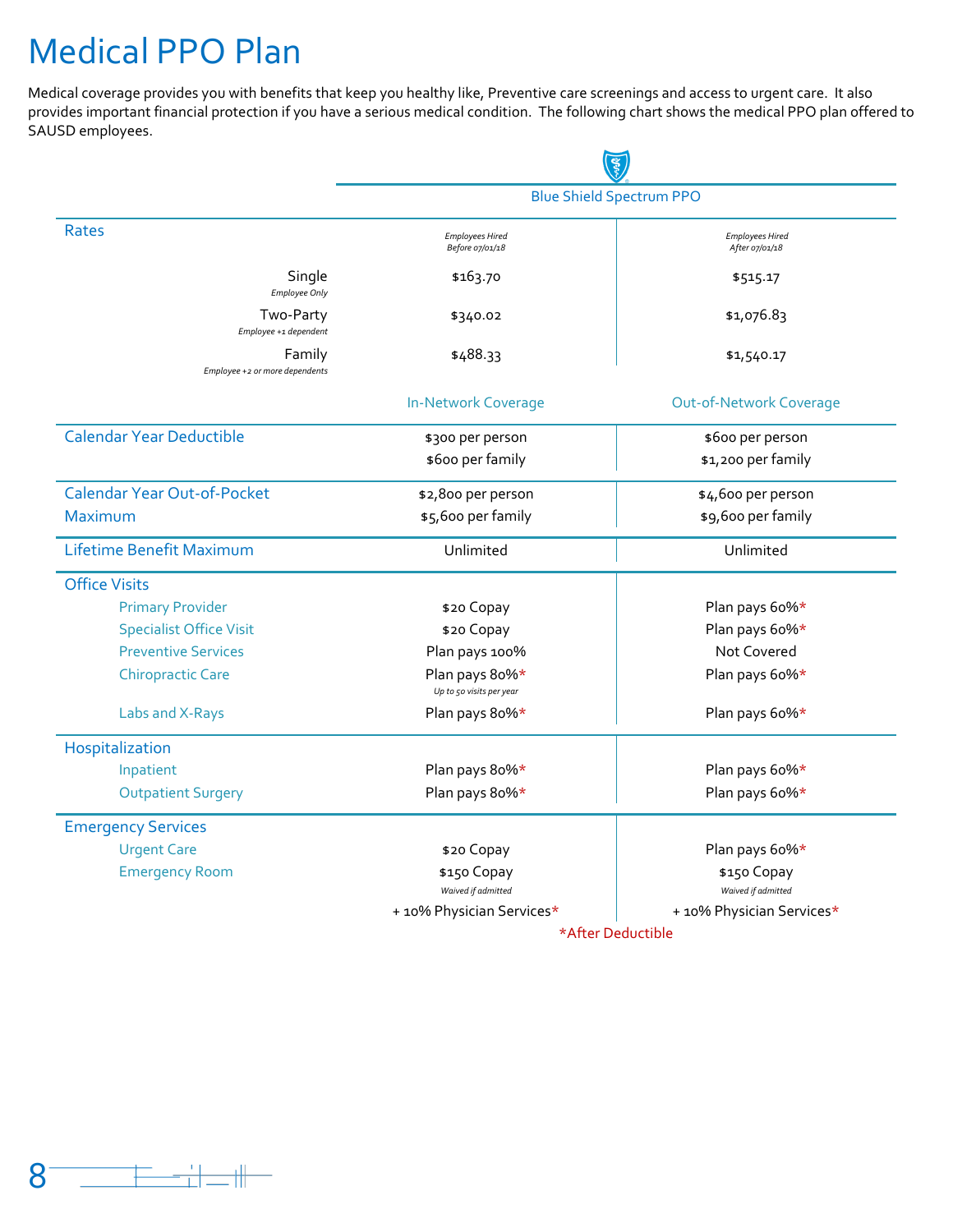# Medical PPO Plan

Medical coverage provides you with benefits that keep you healthy like, Preventive care screenings and access to urgent care. It also provides important financial protection if you have a serious medical condition. The following chart shows the medical PPO plan offered to SAUSD employees.

| | Blue Shield Spectrum PPO | |
|---|---|---|
| **Rates** | *Employees Hired Before 07/01/18* | *Employees Hired After 07/01/18* |
| Single *Employee Only* | $163.70 | $515.17 |
| Two-Party *Employee +1 dependent* | $340.02 | $1,076.83 |
| Family *Employee +2 or more dependents* | $488.33 | $1,540.17 |
| | **In-Network Coverage** | **Out-of-Network Coverage** |
| **Calendar Year Deductible** | $300 per person<br>$600 per family | $600 per person<br>$1,200 per family |
| **Calendar Year Out-of-Pocket Maximum** | $2,800 per person<br>$5,600 per family | $4,600 per person<br>$9,600 per family |
| **Lifetime Benefit Maximum** | Unlimited | Unlimited |
| **Office Visits** | | |
| Primary Provider | $20 Copay | Plan pays 60%* |
| Specialist Office Visit | $20 Copay | Plan pays 60%* |
| Preventive Services | Plan pays 100% | Not Covered |
| Chiropractic Care | Plan pays 80%*<br>*Up to 50 visits per year* | Plan pays 60%* |
| Labs and X-Rays | Plan pays 80%* | Plan pays 60%* |
| **Hospitalization** | | |
| Inpatient | Plan pays 80%* | Plan pays 60%* |
| Outpatient Surgery | Plan pays 80%* | Plan pays 60%* |
| **Emergency Services** | | |
| Urgent Care | $20 Copay | Plan pays 60%* |
| Emergency Room | $150 Copay<br>*Waived if admitted*<br>+ 10% Physician Services* | $150 Copay<br>*Waived if admitted*<br>+ 10% Physician Services* |

*After Deductible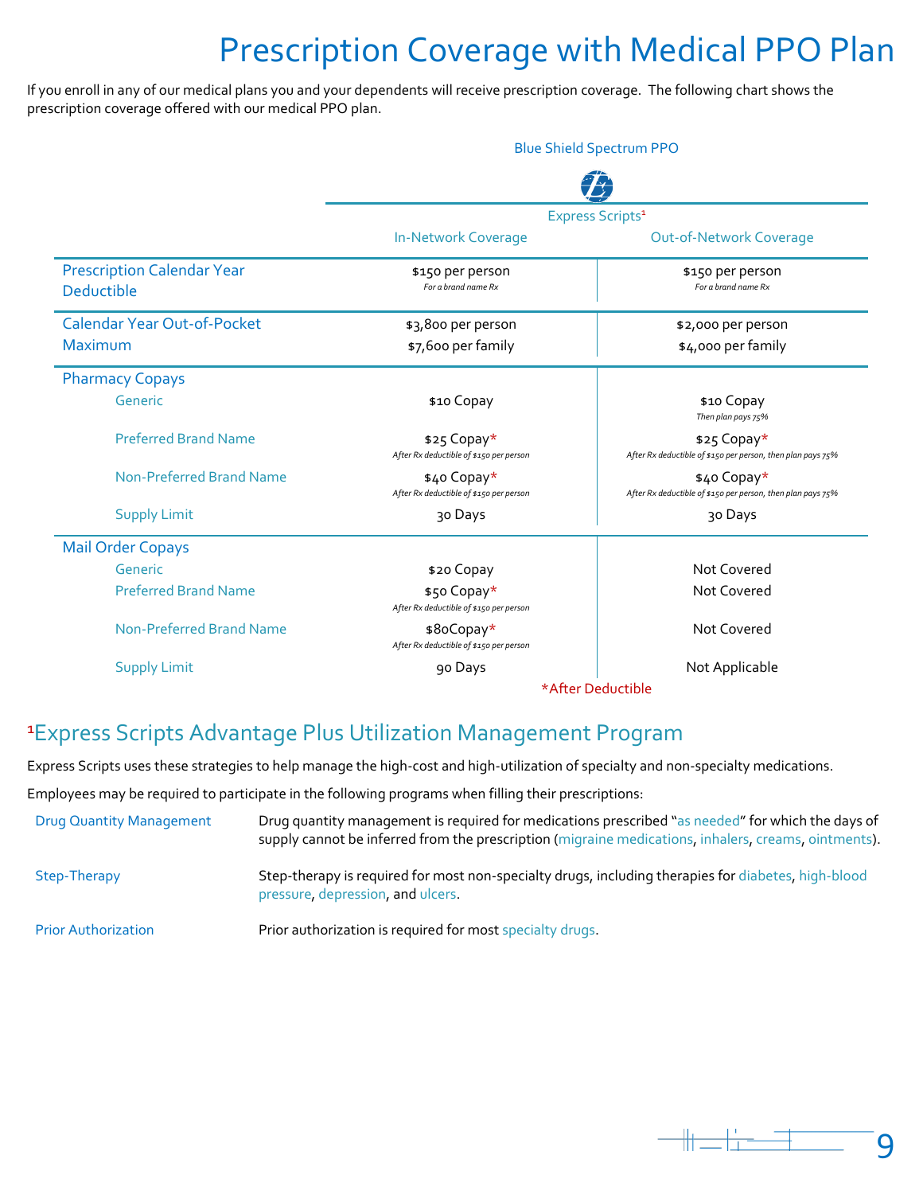# Prescription Coverage with Medical PPO Plan

If you enroll in any of our medical plans you and your dependents will receive prescription coverage. The following chart shows the prescription coverage offered with our medical PPO plan.

| | Blue Shield Spectrum PPO | |
|---|---|---|
| | Express Scripts[1] | |
| | In-Network Coverage | Out-of-Network Coverage |
| **Prescription Calendar Year Deductible** | $150 per person *For a brand name Rx* | $150 per person *For a brand name Rx* |
| **Calendar Year Out-of-Pocket Maximum** | $3,800 per person<br>$7,600 per family | $2,000 per person<br>$4,000 per family |
| **Pharmacy Copays** | | |
| Generic | $10 Copay | $10 Copay *Then plan pays 75%* |
| Preferred Brand Name | $25 Copay* *After Rx deductible of $150 per person* | $25 Copay* *After Rx deductible of $150 per person, then plan pays 75%* |
| Non-Preferred Brand Name | $40 Copay* *After Rx deductible of $150 per person* | $40 Copay* *After Rx deductible of $150 per person, then plan pays 75%* |
| Supply Limit | 30 Days | 30 Days |
| **Mail Order Copays** | | |
| Generic | $20 Copay | Not Covered |
| Preferred Brand Name | $50 Copay* *After Rx deductible of $150 per person* | Not Covered |
| Non-Preferred Brand Name | $80Copay* *After Rx deductible of $150 per person* | Not Covered |
| Supply Limit | 90 Days | Not Applicable |

*After Deductible

## [1]Express Scripts Advantage Plus Utilization Management Program

Express Scripts uses these strategies to help manage the high-cost and high-utilization of specialty and non-specialty medications.

Employees may be required to participate in the following programs when filling their prescriptions:

| | |
|---|---|
| Drug Quantity Management | Drug quantity management is required for medications prescribed "as needed" for which the days of supply cannot be inferred from the prescription (migraine medications, inhalers, creams, ointments). |
| Step-Therapy | Step-therapy is required for most non-specialty drugs, including therapies for diabetes, high-blood pressure, depression, and ulcers. |
| Prior Authorization | Prior authorization is required for most specialty drugs. |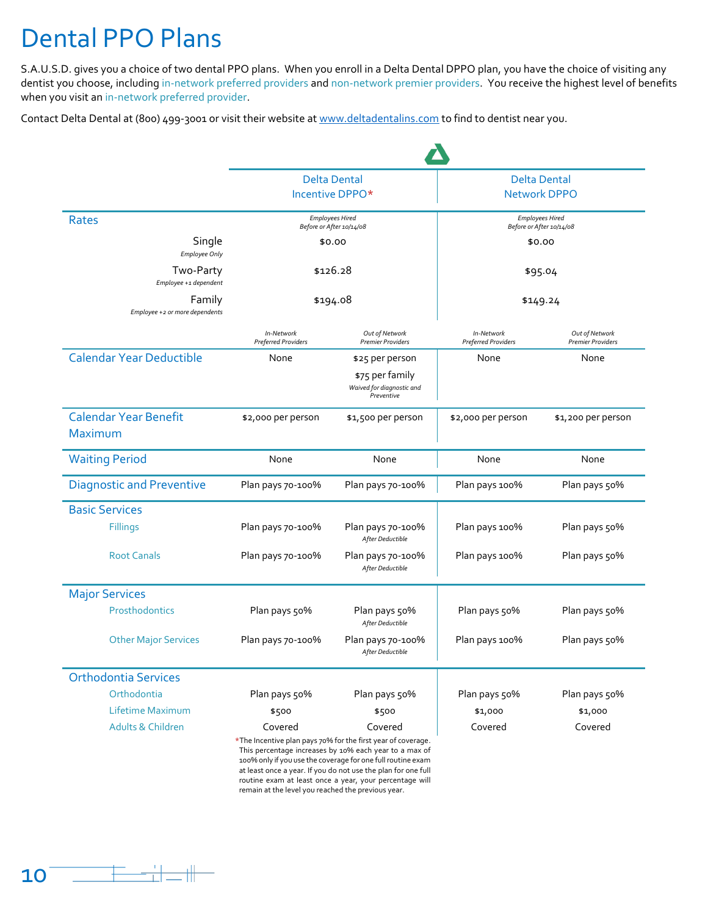# Dental PPO Plans

S.A.U.S.D. gives you a choice of two dental PPO plans. When you enroll in a Delta Dental DPPO plan, you have the choice of visiting any dentist you choose, including in-network preferred providers and non-network premier providers. You receive the highest level of benefits when you visit an in-network preferred provider.

Contact Delta Dental at (800) 499-3001 or visit their website at www.deltadentalins.com to find to dentist near you.

| | Delta Dental Incentive DPPO* | | Delta Dental Network DPPO | |
|---|---|---|---|---|
| **Rates** | *Employees Hired Before or After 10/14/08* | | *Employees Hired Before or After 10/14/08* | |
| Single *Employee Only* | $0.00 | | $0.00 | |
| Two-Party *Employee +1 dependent* | $126.28 | | $95.04 | |
| Family *Employee +2 or more dependents* | $194.08 | | $149.24 | |
| | *In-Network Preferred Providers* | *Out of Network Premier Providers* | *In-Network Preferred Providers* | *Out of Network Premier Providers* |
| **Calendar Year Deductible** | None | $25 per person<br>$75 per family<br>*Waived for diagnostic and Preventive* | None | None |
| **Calendar Year Benefit Maximum** | $2,000 per person | $1,500 per person | $2,000 per person | $1,200 per person |
| **Waiting Period** | None | None | None | None |
| **Diagnostic and Preventive** | Plan pays 70-100% | Plan pays 70-100% | Plan pays 100% | Plan pays 50% |
| **Basic Services** | | | | |
| Fillings | Plan pays 70-100% | Plan pays 70-100% *After Deductible* | Plan pays 100% | Plan pays 50% |
| Root Canals | Plan pays 70-100% | Plan pays 70-100% *After Deductible* | Plan pays 100% | Plan pays 50% |
| **Major Services** | | | | |
| Prosthodontics | Plan pays 50% | Plan pays 50% *After Deductible* | Plan pays 50% | Plan pays 50% |
| Other Major Services | Plan pays 70-100% | Plan pays 70-100% *After Deductible* | Plan pays 100% | Plan pays 50% |
| **Orthodontia Services** | | | | |
| Orthodontia | Plan pays 50% | Plan pays 50% | Plan pays 50% | Plan pays 50% |
| Lifetime Maximum | $500 | $500 | $1,000 | $1,000 |
| Adults & Children | Covered | Covered | Covered | Covered |

*The Incentive plan pays 70% for the first year of coverage. This percentage increases by 10% each year to a max of 100% only if you use the coverage for one full routine exam at least once a year. If you do not use the plan for one full routine exam at least once a year, your percentage will remain at the level you reached the previous year.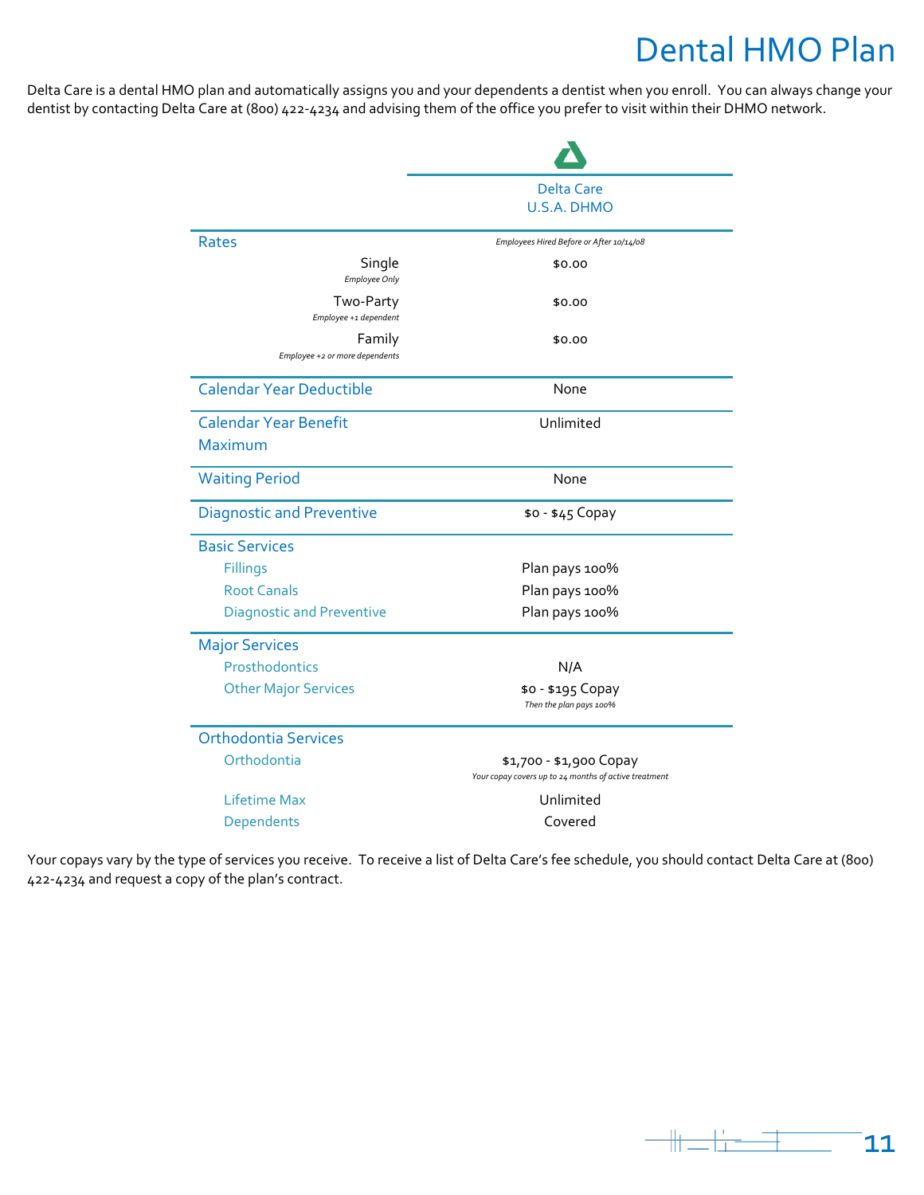# Dental HMO Plan

Delta Care is a dental HMO plan and automatically assigns you and your dependents a dentist when you enroll. You can always change your dentist by contacting Delta Care at (800) 422-4234 and advising them of the office you prefer to visit within their DHMO network.

| | Delta Care U.S.A. DHMO |
|---|---|
| **Rates** | *Employees Hired Before or After 10/14/08* |
| Single *Employee Only* | $0.00 |
| Two-Party *Employee +1 dependent* | $0.00 |
| Family *Employee +2 or more dependents* | $0.00 |
| **Calendar Year Deductible** | None |
| **Calendar Year Benefit Maximum** | Unlimited |
| **Waiting Period** | None |
| **Diagnostic and Preventive** | $0 - $45 Copay |
| **Basic Services** | |
| Fillings | Plan pays 100% |
| Root Canals | Plan pays 100% |
| Diagnostic and Preventive | Plan pays 100% |
| **Major Services** | |
| Prosthodontics | N/A |
| Other Major Services | $0 - $195 Copay *Then the plan pays 100%* |
| **Orthodontia Services** | |
| Orthodontia | $1,700 - $1,900 Copay *Your copay covers up to 24 months of active treatment* |
| Lifetime Max | Unlimited |
| Dependents | Covered |

Your copays vary by the type of services you receive. To receive a list of Delta Care's fee schedule, you should contact Delta Care at (800) 422-4234 and request a copy of the plan's contract.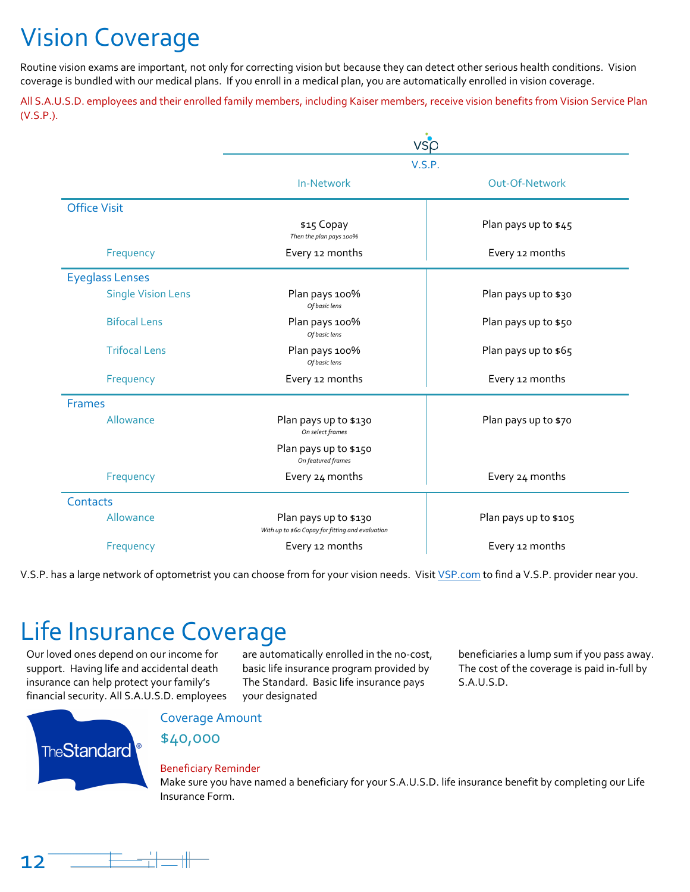# Vision Coverage

Routine vision exams are important, not only for correcting vision but because they can detect other serious health conditions. Vision coverage is bundled with our medical plans. If you enroll in a medical plan, you are automatically enrolled in vision coverage.

All S.A.U.S.D. employees and their enrolled family members, including Kaiser members, receive vision benefits from Vision Service Plan (V.S.P.).

| | V.S.P. | |
|---|---|---|
| | In-Network | Out-Of-Network |
| **Office Visit** | $15 Copay *Then the plan pays 100%* | Plan pays up to $45 |
| Frequency | Every 12 months | Every 12 months |
| **Eyeglass Lenses** | | |
| Single Vision Lens | Plan pays 100% *Of basic lens* | Plan pays up to $30 |
| Bifocal Lens | Plan pays 100% *Of basic lens* | Plan pays up to $50 |
| Trifocal Lens | Plan pays 100% *Of basic lens* | Plan pays up to $65 |
| Frequency | Every 12 months | Every 12 months |
| **Frames** | | |
| Allowance | Plan pays up to $130 *On select frames* | Plan pays up to $70 |
| | Plan pays up to $150 *On featured frames* | |
| Frequency | Every 24 months | Every 24 months |
| **Contacts** | | |
| Allowance | Plan pays up to $130 *With up to $60 Copay for fitting and evaluation* | Plan pays up to $105 |
| Frequency | Every 12 months | Every 12 months |

V.S.P. has a large network of optometrist you can choose from for your vision needs. Visit [VSP.com](VSP.com) to find a V.S.P. provider near you.

# Life Insurance Coverage

Our loved ones depend on our income for support. Having life and accidental death insurance can help protect your family's financial security. All S.A.U.S.D. employees are automatically enrolled in the no-cost, basic life insurance program provided by The Standard. Basic life insurance pays your designated beneficiaries a lump sum if you pass away. The cost of the coverage is paid in-full by S.A.U.S.D.

TheStandard®

### Coverage Amount

**$40,000**

### Beneficiary Reminder

Make sure you have named a beneficiary for your S.A.U.S.D. life insurance benefit by completing our Life Insurance Form.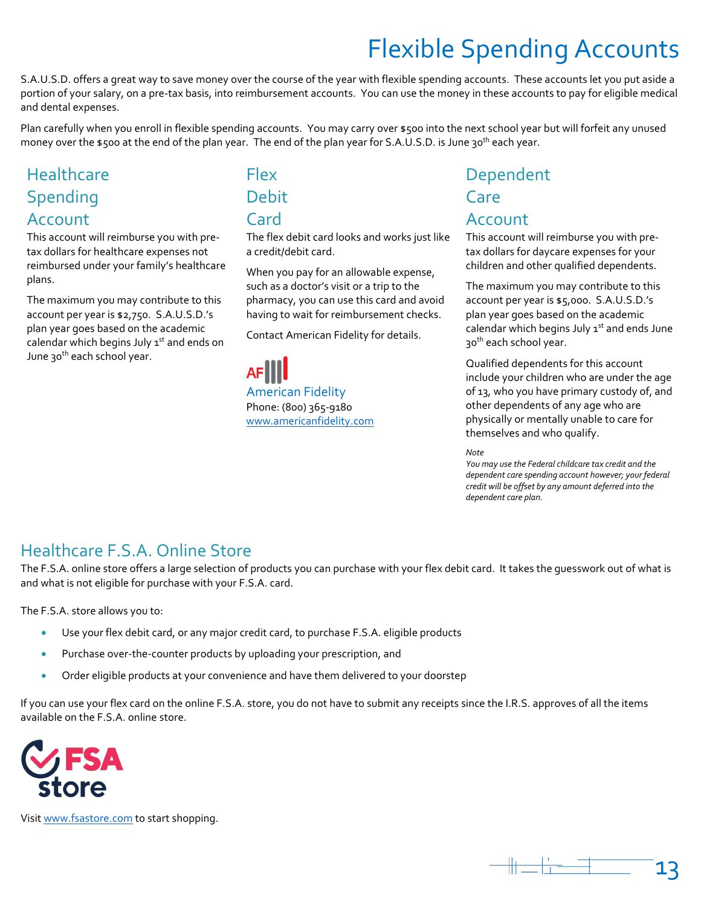# Flexible Spending Accounts

S.A.U.S.D. offers a great way to save money over the course of the year with flexible spending accounts. These accounts let you put aside a portion of your salary, on a pre-tax basis, into reimbursement accounts. You can use the money in these accounts to pay for eligible medical and dental expenses.

Plan carefully when you enroll in flexible spending accounts. You may carry over $500 into the next school year but will forfeit any unused money over the $500 at the end of the plan year. The end of the plan year for S.A.U.S.D. is June 30th each year.

## Healthcare Spending Account

This account will reimburse you with pre-tax dollars for healthcare expenses not reimbursed under your family's healthcare plans.

The maximum you may contribute to this account per year is $2,750. S.A.U.S.D.'s plan year goes based on the academic calendar which begins July 1st and ends on June 30th each school year.

## Flex Debit Card

The flex debit card looks and works just like a credit/debit card.

When you pay for an allowable expense, such as a doctor's visit or a trip to the pharmacy, you can use this card and avoid having to wait for reimbursement checks.

Contact American Fidelity for details.

American Fidelity
Phone: (800) 365-9180
www.americanfidelity.com

## Dependent Care Account

This account will reimburse you with pre-tax dollars for daycare expenses for your children and other qualified dependents.

The maximum you may contribute to this account per year is $5,000. S.A.U.S.D.'s plan year goes based on the academic calendar which begins July 1st and ends June 30th each school year.

Qualified dependents for this account include your children who are under the age of 13, who you have primary custody of, and other dependents of any age who are physically or mentally unable to care for themselves and who qualify.

*Note*
*You may use the Federal childcare tax credit and the dependent care spending account however; your federal credit will be offset by any amount deferred into the dependent care plan.*

## Healthcare F.S.A. Online Store

The F.S.A. online store offers a large selection of products you can purchase with your flex debit card. It takes the guesswork out of what is and what is not eligible for purchase with your F.S.A. card.

The F.S.A. store allows you to:

- Use your flex debit card, or any major credit card, to purchase F.S.A. eligible products
- Purchase over-the-counter products by uploading your prescription, and
- Order eligible products at your convenience and have them delivered to your doorstep

If you can use your flex card on the online F.S.A. store, you do not have to submit any receipts since the I.R.S. approves of all the items available on the F.S.A. online store.

FSA store

Visit www.fsastore.com to start shopping.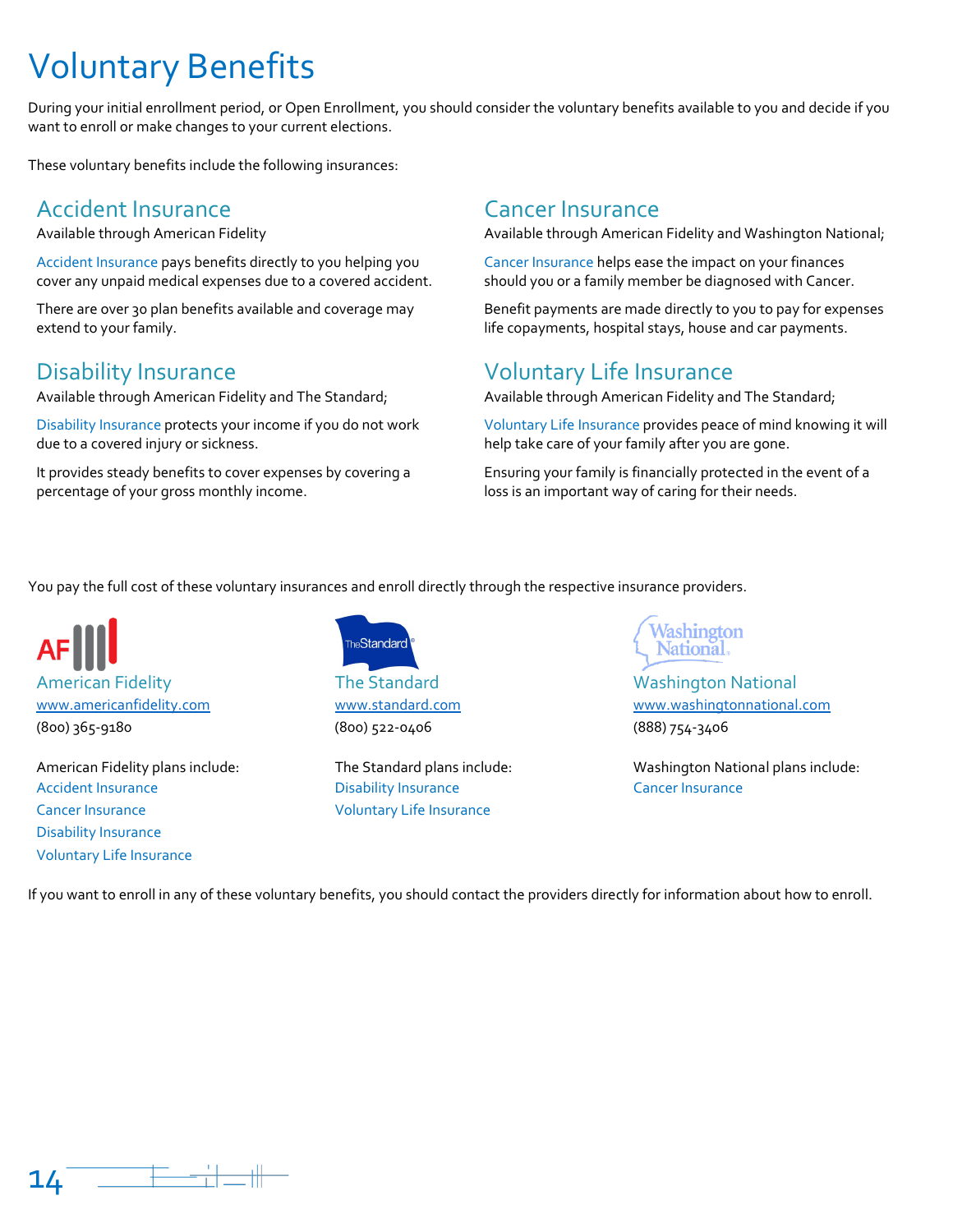# Voluntary Benefits

During your initial enrollment period, or Open Enrollment, you should consider the voluntary benefits available to you and decide if you want to enroll or make changes to your current elections.

These voluntary benefits include the following insurances:

## Accident Insurance

Available through American Fidelity

Accident Insurance pays benefits directly to you helping you cover any unpaid medical expenses due to a covered accident.

There are over 30 plan benefits available and coverage may extend to your family.

## Disability Insurance

Available through American Fidelity and The Standard;

Disability Insurance protects your income if you do not work due to a covered injury or sickness.

It provides steady benefits to cover expenses by covering a percentage of your gross monthly income.

## Cancer Insurance

Available through American Fidelity and Washington National;

Cancer Insurance helps ease the impact on your finances should you or a family member be diagnosed with Cancer.

Benefit payments are made directly to you to pay for expenses life copayments, hospital stays, house and car payments.

## Voluntary Life Insurance

Available through American Fidelity and The Standard;

Voluntary Life Insurance provides peace of mind knowing it will help take care of your family after you are gone.

Ensuring your family is financially protected in the event of a loss is an important way of caring for their needs.

You pay the full cost of these voluntary insurances and enroll directly through the respective insurance providers.

### American Fidelity

www.americanfidelity.com
(800) 365-9180

American Fidelity plans include:
- Accident Insurance
- Cancer Insurance
- Disability Insurance
- Voluntary Life Insurance

### The Standard

www.standard.com
(800) 522-0406

The Standard plans include:
- Disability Insurance
- Voluntary Life Insurance

### Washington National

www.washingtonnational.com
(888) 754-3406

Washington National plans include:
- Cancer Insurance

If you want to enroll in any of these voluntary benefits, you should contact the providers directly for information about how to enroll.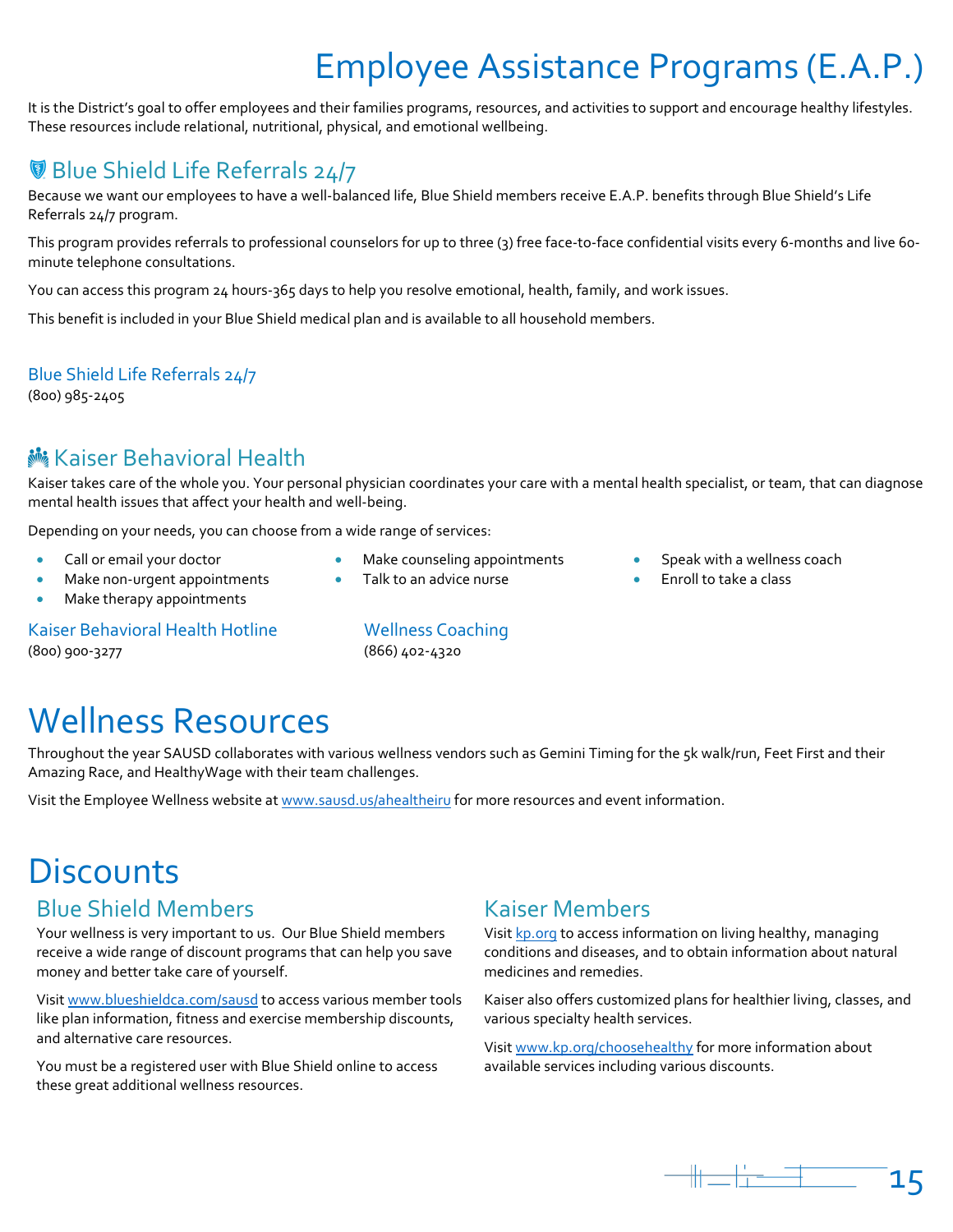# Employee Assistance Programs (E.A.P.)

It is the District's goal to offer employees and their families programs, resources, and activities to support and encourage healthy lifestyles. These resources include relational, nutritional, physical, and emotional wellbeing.

## Blue Shield Life Referrals 24/7

Because we want our employees to have a well-balanced life, Blue Shield members receive E.A.P. benefits through Blue Shield's Life Referrals 24/7 program.

This program provides referrals to professional counselors for up to three (3) free face-to-face confidential visits every 6-months and live 60-minute telephone consultations.

You can access this program 24 hours-365 days to help you resolve emotional, health, family, and work issues.

This benefit is included in your Blue Shield medical plan and is available to all household members.

**Blue Shield Life Referrals 24/7**
(800) 985-2405

## Kaiser Behavioral Health

Kaiser takes care of the whole you. Your personal physician coordinates your care with a mental health specialist, or team, that can diagnose mental health issues that affect your health and well-being.

Depending on your needs, you can choose from a wide range of services:

- Call or email your doctor
- Make non-urgent appointments
- Make therapy appointments
- Make counseling appointments
- Talk to an advice nurse
- Speak with a wellness coach
- Enroll to take a class

**Kaiser Behavioral Health Hotline**
(800) 900-3277

**Wellness Coaching**
(866) 402-4320

# Wellness Resources

Throughout the year SAUSD collaborates with various wellness vendors such as Gemini Timing for the 5k walk/run, Feet First and their Amazing Race, and HealthyWage with their team challenges.

Visit the Employee Wellness website at www.sausd.us/ahealtheiru for more resources and event information.

# Discounts

## Blue Shield Members

Your wellness is very important to us. Our Blue Shield members receive a wide range of discount programs that can help you save money and better take care of yourself.

Visit www.blueshieldca.com/sausd to access various member tools like plan information, fitness and exercise membership discounts, and alternative care resources.

You must be a registered user with Blue Shield online to access these great additional wellness resources.

## Kaiser Members

Visit kp.org to access information on living healthy, managing conditions and diseases, and to obtain information about natural medicines and remedies.

Kaiser also offers customized plans for healthier living, classes, and various specialty health services.

Visit www.kp.org/choosehealthy for more information about available services including various discounts.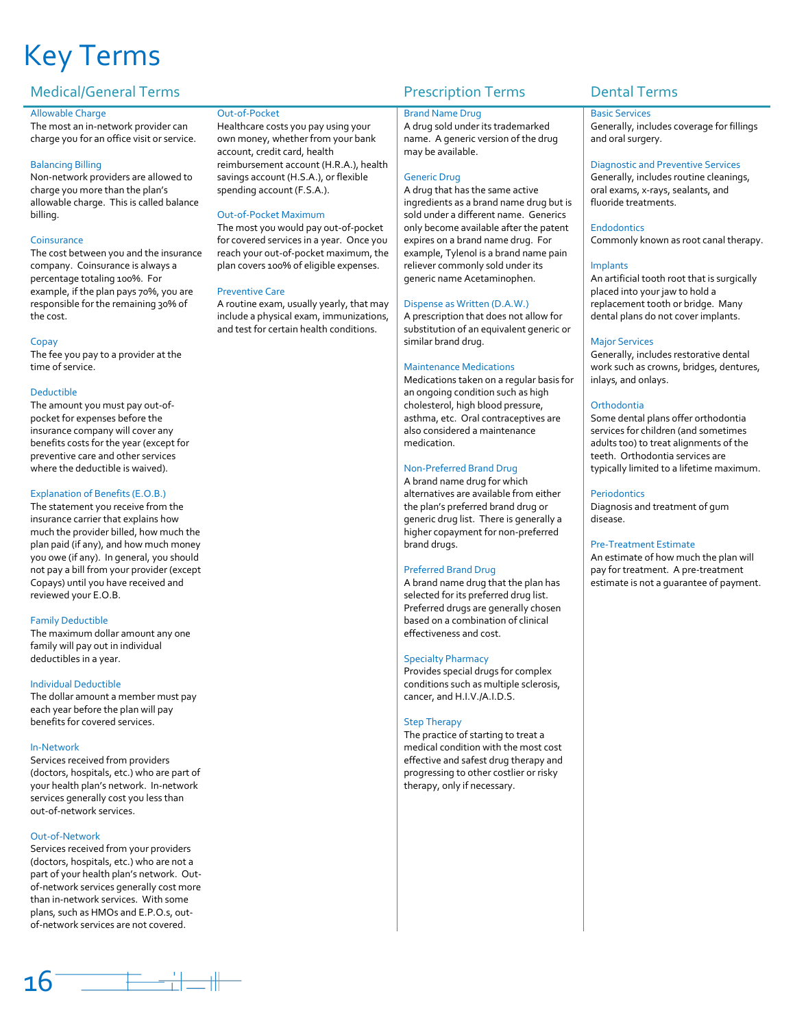# Key Terms

## Medical/General Terms

### Allowable Charge

The most an in-network provider can charge you for an office visit or service.

### Balancing Billing

Non-network providers are allowed to charge you more than the plan's allowable charge. This is called balance billing.

### Coinsurance

The cost between you and the insurance company. Coinsurance is always a percentage totaling 100%. For example, if the plan pays 70%, you are responsible for the remaining 30% of the cost.

### Copay

The fee you pay to a provider at the time of service.

### Deductible

The amount you must pay out-of-pocket for expenses before the insurance company will cover any benefits costs for the year (except for preventive care and other services where the deductible is waived).

### Explanation of Benefits (E.O.B.)

The statement you receive from the insurance carrier that explains how much the provider billed, how much the plan paid (if any), and how much money you owe (if any). In general, you should not pay a bill from your provider (except Copays) until you have received and reviewed your E.O.B.

### Family Deductible

The maximum dollar amount any one family will pay out in individual deductibles in a year.

### Individual Deductible

The dollar amount a member must pay each year before the plan will pay benefits for covered services.

### In-Network

Services received from providers (doctors, hospitals, etc.) who are part of your health plan's network. In-network services generally cost you less than out-of-network services.

### Out-of-Network

Services received from your providers (doctors, hospitals, etc.) who are not a part of your health plan's network. Out-of-network services generally cost more than in-network services. With some plans, such as HMOs and E.P.O.s, out-of-network services are not covered.

### Out-of-Pocket

Healthcare costs you pay using your own money, whether from your bank account, credit card, health reimbursement account (H.R.A.), health savings account (H.S.A.), or flexible spending account (F.S.A.).

### Out-of-Pocket Maximum

The most you would pay out-of-pocket for covered services in a year. Once you reach your out-of-pocket maximum, the plan covers 100% of eligible expenses.

### Preventive Care

A routine exam, usually yearly, that may include a physical exam, immunizations, and test for certain health conditions.

## Prescription Terms

### Brand Name Drug

A drug sold under its trademarked name. A generic version of the drug may be available.

### Generic Drug

A drug that has the same active ingredients as a brand name drug but is sold under a different name. Generics only become available after the patent expires on a brand name drug. For example, Tylenol is a brand name pain reliever commonly sold under its generic name Acetaminophen.

### Dispense as Written (D.A.W.)

A prescription that does not allow for substitution of an equivalent generic or similar brand drug.

### Maintenance Medications

Medications taken on a regular basis for an ongoing condition such as high cholesterol, high blood pressure, asthma, etc. Oral contraceptives are also considered a maintenance medication.

### Non-Preferred Brand Drug

A brand name drug for which alternatives are available from either the plan's preferred brand drug or generic drug list. There is generally a higher copayment for non-preferred brand drugs.

### Preferred Brand Drug

A brand name drug that the plan has selected for its preferred drug list. Preferred drugs are generally chosen based on a combination of clinical effectiveness and cost.

### Specialty Pharmacy

Provides special drugs for complex conditions such as multiple sclerosis, cancer, and H.I.V./A.I.D.S.

### Step Therapy

The practice of starting to treat a medical condition with the most cost effective and safest drug therapy and progressing to other costlier or risky therapy, only if necessary.

## Dental Terms

### Basic Services

Generally, includes coverage for fillings and oral surgery.

### Diagnostic and Preventive Services

Generally, includes routine cleanings, oral exams, x-rays, sealants, and fluoride treatments.

### Endodontics

Commonly known as root canal therapy.

### Implants

An artificial tooth root that is surgically placed into your jaw to hold a replacement tooth or bridge. Many dental plans do not cover implants.

### Major Services

Generally, includes restorative dental work such as crowns, bridges, dentures, inlays, and onlays.

### Orthodontia

Some dental plans offer orthodontia services for children (and sometimes adults too) to treat alignments of the teeth. Orthodontia services are typically limited to a lifetime maximum.

### Periodontics

Diagnosis and treatment of gum disease.

### Pre-Treatment Estimate

An estimate of how much the plan will pay for treatment. A pre-treatment estimate is not a guarantee of payment.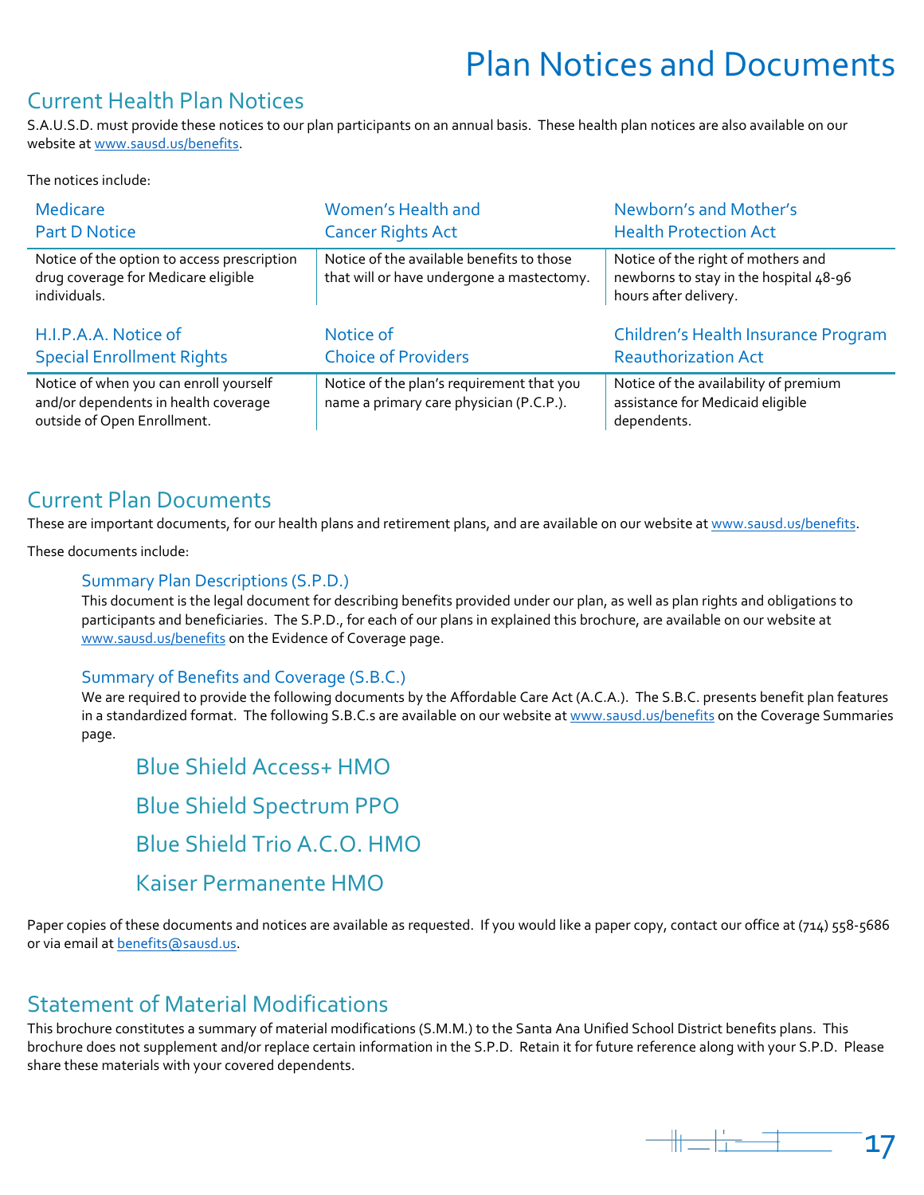# Plan Notices and Documents

## Current Health Plan Notices

S.A.U.S.D. must provide these notices to our plan participants on an annual basis. These health plan notices are also available on our website at www.sausd.us/benefits.

The notices include:

| Medicare Part D Notice | Women's Health and Cancer Rights Act | Newborn's and Mother's Health Protection Act |
|---|---|---|
| Notice of the option to access prescription drug coverage for Medicare eligible individuals. | Notice of the available benefits to those that will or have undergone a mastectomy. | Notice of the right of mothers and newborns to stay in the hospital 48-96 hours after delivery. |

| H.I.P.A.A. Notice of Special Enrollment Rights | Notice of Choice of Providers | Children's Health Insurance Program Reauthorization Act |
|---|---|---|
| Notice of when you can enroll yourself and/or dependents in health coverage outside of Open Enrollment. | Notice of the plan's requirement that you name a primary care physician (P.C.P.). | Notice of the availability of premium assistance for Medicaid eligible dependents. |

## Current Plan Documents

These are important documents, for our health plans and retirement plans, and are available on our website at www.sausd.us/benefits.

These documents include:

### Summary Plan Descriptions (S.P.D.)

This document is the legal document for describing benefits provided under our plan, as well as plan rights and obligations to participants and beneficiaries. The S.P.D., for each of our plans in explained this brochure, are available on our website at www.sausd.us/benefits on the Evidence of Coverage page.

### Summary of Benefits and Coverage (S.B.C.)

We are required to provide the following documents by the Affordable Care Act (A.C.A.). The S.B.C. presents benefit plan features in a standardized format. The following S.B.C.s are available on our website at www.sausd.us/benefits on the Coverage Summaries page.

- Blue Shield Access+ HMO
- Blue Shield Spectrum PPO
- Blue Shield Trio A.C.O. HMO
- Kaiser Permanente HMO

Paper copies of these documents and notices are available as requested. If you would like a paper copy, contact our office at (714) 558-5686 or via email at benefits@sausd.us.

## Statement of Material Modifications

This brochure constitutes a summary of material modifications (S.M.M.) to the Santa Ana Unified School District benefits plans. This brochure does not supplement and/or replace certain information in the S.P.D. Retain it for future reference along with your S.P.D. Please share these materials with your covered dependents.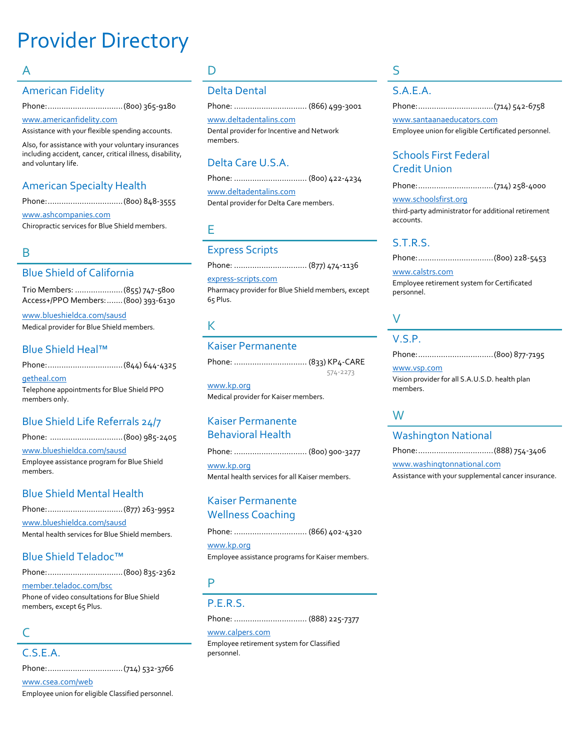# Provider Directory

## A

### American Fidelity

Phone:................................(800) 365-9180

www.americanfidelity.com

Assistance with your flexible spending accounts.

Also, for assistance with your voluntary insurances including accident, cancer, critical illness, disability, and voluntary life.

### American Specialty Health

Phone:................................(800) 848-3555

www.ashcompanies.com

Chiropractic services for Blue Shield members.

## B

### Blue Shield of California

Trio Members: .....................(855) 747-5800
Access+/PPO Members:.......(800) 393-6130

www.blueshieldca.com/sausd

Medical provider for Blue Shield members.

### Blue Shield Heal™

Phone:................................(844) 644-4325

getheal.com

Telephone appointments for Blue Shield PPO members only.

### Blue Shield Life Referrals 24/7

Phone: ................................(800) 985-2405

www.blueshieldca.com/sausd

Employee assistance program for Blue Shield members.

### Blue Shield Mental Health

Phone:................................(877) 263-9952

www.blueshieldca.com/sausd

Mental health services for Blue Shield members.

### Blue Shield Teladoc™

Phone:................................(800) 835-2362

member.teladoc.com/bsc

Phone of video consultations for Blue Shield members, except 65 Plus.

## C

### C.S.E.A.

Phone:................................(714) 532-3766

www.csea.com/web

Employee union for eligible Classified personnel.

## D

### Delta Dental

Phone: ................................ (866) 499-3001

www.deltadentalins.com

Dental provider for Incentive and Network members.

### Delta Care U.S.A.

Phone: ................................ (800) 422-4234

www.deltadentalins.com

Dental provider for Delta Care members.

## E

### Express Scripts

Phone: ................................ (877) 474-1136

express-scripts.com

Pharmacy provider for Blue Shield members, except 65 Plus.

## K

### Kaiser Permanente

Phone: ................................ (833) KP4-CARE
574-2273

www.kp.org

Medical provider for Kaiser members.

### Kaiser Permanente Behavioral Health

Phone: ................................ (800) 900-3277

www.kp.org

Mental health services for all Kaiser members.

### Kaiser Permanente Wellness Coaching

Phone: ................................ (866) 402-4320

www.kp.org

Employee assistance programs for Kaiser members.

## P

### P.E.R.S.

Phone: ................................ (888) 225-7377

www.calpers.com

Employee retirement system for Classified personnel.

## S

### S.A.E.A.

Phone:................................(714) 542-6758

www.santaanaeducators.com

Employee union for eligible Certificated personnel.

### Schools First Federal Credit Union

Phone:................................(714) 258-4000

www.schoolsfirst.org

third-party administrator for additional retirement accounts.

### S.T.R.S.

Phone:................................(800) 228-5453

www.calstrs.com

Employee retirement system for Certificated personnel.

## V

### V.S.P.

Phone:................................(800) 877-7195

www.vsp.com

Vision provider for all S.A.U.S.D. health plan members.

## W

### Washington National

Phone:................................(888) 754-3406

www.washingtonnational.com

Assistance with your supplemental cancer insurance.